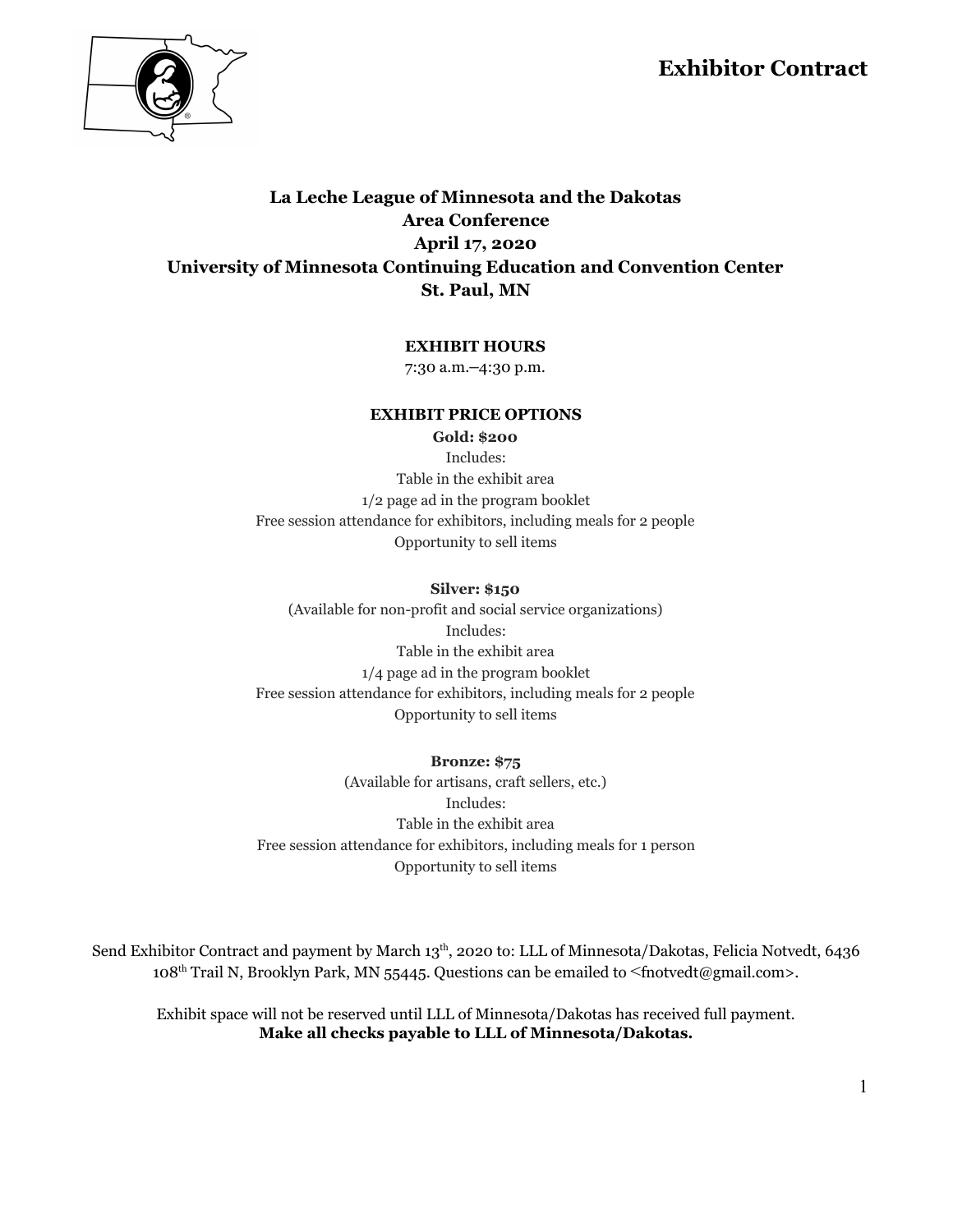# Exhibitor Contract

**La Leche League of Minnesota and the Dakotas**
**Area Conference**
**April 17, 2020**
**University of Minnesota Continuing Education and Convention Center**
**St. Paul, MN**

**EXHIBIT HOURS**

7:30 a.m.–4:30 p.m.

**EXHIBIT PRICE OPTIONS**

**Gold: $200**

Includes:

Table in the exhibit area

1/2 page ad in the program booklet

Free session attendance for exhibitors, including meals for 2 people

Opportunity to sell items

**Silver: $150**

(Available for non-profit and social service organizations)

Includes:

Table in the exhibit area

1/4 page ad in the program booklet

Free session attendance for exhibitors, including meals for 2 people

Opportunity to sell items

**Bronze: $75**

(Available for artisans, craft sellers, etc.)

Includes:

Table in the exhibit area

Free session attendance for exhibitors, including meals for 1 person

Opportunity to sell items

Send Exhibitor Contract and payment by March 13th, 2020 to: LLL of Minnesota/Dakotas, Felicia Notvedt, 6436 108th Trail N, Brooklyn Park, MN 55445. Questions can be emailed to <fnotvedt@gmail.com>.

Exhibit space will not be reserved until LLL of Minnesota/Dakotas has received full payment.
**Make all checks payable to LLL of Minnesota/Dakotas.**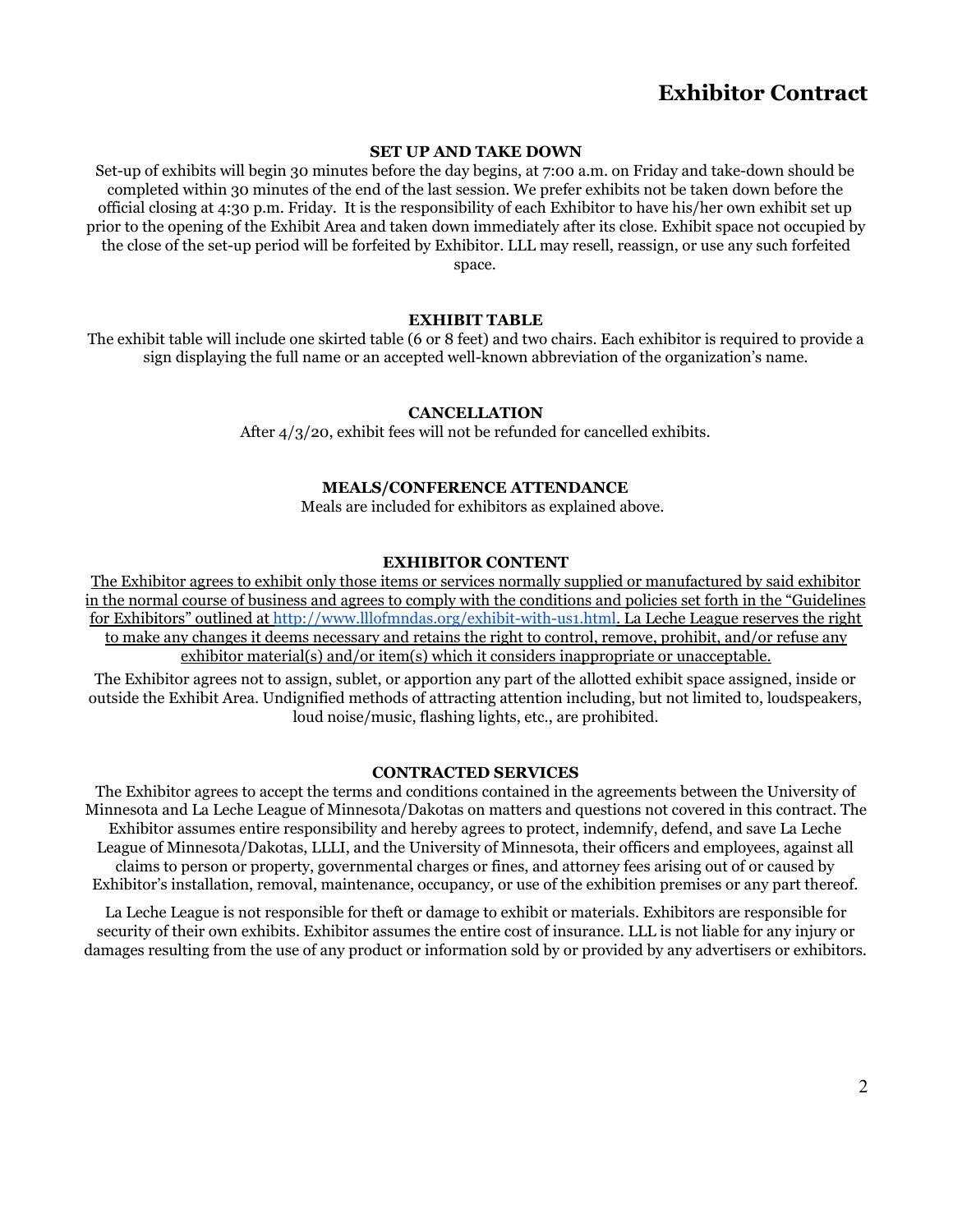# Exhibitor Contract

### SET UP AND TAKE DOWN

Set-up of exhibits will begin 30 minutes before the day begins, at 7:00 a.m. on Friday and take-down should be completed within 30 minutes of the end of the last session. We prefer exhibits not be taken down before the official closing at 4:30 p.m. Friday. It is the responsibility of each Exhibitor to have his/her own exhibit set up prior to the opening of the Exhibit Area and taken down immediately after its close. Exhibit space not occupied by the close of the set-up period will be forfeited by Exhibitor. LLL may resell, reassign, or use any such forfeited space.

### EXHIBIT TABLE

The exhibit table will include one skirted table (6 or 8 feet) and two chairs. Each exhibitor is required to provide a sign displaying the full name or an accepted well-known abbreviation of the organization's name.

### CANCELLATION

After 4/3/20, exhibit fees will not be refunded for cancelled exhibits.

### MEALS/CONFERENCE ATTENDANCE

Meals are included for exhibitors as explained above.

### EXHIBITOR CONTENT

The Exhibitor agrees to exhibit only those items or services normally supplied or manufactured by said exhibitor in the normal course of business and agrees to comply with the conditions and policies set forth in the "Guidelines for Exhibitors" outlined at http://www.lllofmndas.org/exhibit-with-us1.html. La Leche League reserves the right to make any changes it deems necessary and retains the right to control, remove, prohibit, and/or refuse any exhibitor material(s) and/or item(s) which it considers inappropriate or unacceptable.

The Exhibitor agrees not to assign, sublet, or apportion any part of the allotted exhibit space assigned, inside or outside the Exhibit Area. Undignified methods of attracting attention including, but not limited to, loudspeakers, loud noise/music, flashing lights, etc., are prohibited.

### CONTRACTED SERVICES

The Exhibitor agrees to accept the terms and conditions contained in the agreements between the University of Minnesota and La Leche League of Minnesota/Dakotas on matters and questions not covered in this contract. The Exhibitor assumes entire responsibility and hereby agrees to protect, indemnify, defend, and save La Leche League of Minnesota/Dakotas, LLLI, and the University of Minnesota, their officers and employees, against all claims to person or property, governmental charges or fines, and attorney fees arising out of or caused by Exhibitor's installation, removal, maintenance, occupancy, or use of the exhibition premises or any part thereof.

La Leche League is not responsible for theft or damage to exhibit or materials. Exhibitors are responsible for security of their own exhibits. Exhibitor assumes the entire cost of insurance. LLL is not liable for any injury or damages resulting from the use of any product or information sold by or provided by any advertisers or exhibitors.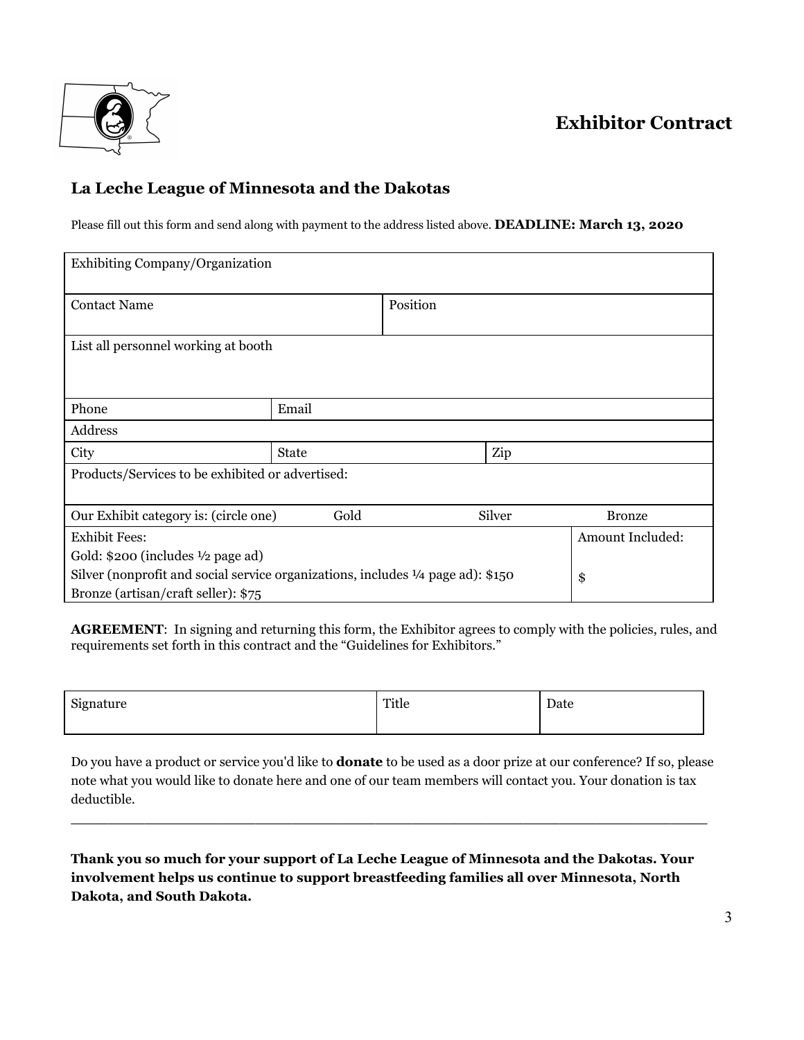# Exhibitor Contract

## La Leche League of Minnesota and the Dakotas

Please fill out this form and send along with payment to the address listed above. **DEADLINE: March 13, 2020**

| | | | | |
|---|---|---|---|---|
| Exhibiting Company/Organization | | | | |
| Contact Name | | Position | | |
| List all personnel working at booth | | | | |
| Phone | Email | | | |
| Address | | | | |
| City | State | | Zip | |
| Products/Services to be exhibited or advertised: | | | | |
| Our Exhibit category is: (circle one) | Gold | | Silver | Bronze |
| Exhibit Fees:<br>Gold: $200 (includes ½ page ad)<br>Silver (nonprofit and social service organizations, includes ¼ page ad): $150<br>Bronze (artisan/craft seller): $75 | | | | Amount Included:<br><br>$ |

**AGREEMENT**: In signing and returning this form, the Exhibitor agrees to comply with the policies, rules, and requirements set forth in this contract and the "Guidelines for Exhibitors."

| | | |
|---|---|---|
| Signature | Title | Date |

Do you have a product or service you'd like to **donate** to be used as a door prize at our conference? If so, please note what you would like to donate here and one of our team members will contact you. Your donation is tax deductible.

_______________________________________________________________________________

**Thank you so much for your support of La Leche League of Minnesota and the Dakotas. Your involvement helps us continue to support breastfeeding families all over Minnesota, North Dakota, and South Dakota.**